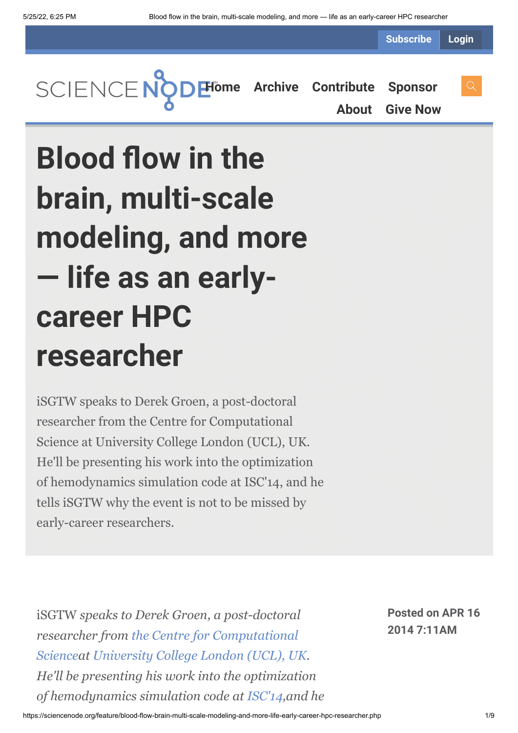Subscribe Login

SCIENCE NODE Home Archive Contribute Sponsor About Give Now

# Blood flow in the brain, multi-scale modeling, and more — life as an early-career HPC researcher

iSGTW speaks to Derek Groen, a post-doctoral researcher from the Centre for Computational Science at University College London (UCL), UK. He'll be presenting his work into the optimization of hemodynamics simulation code at ISC'14, and he tells iSGTW why the event is not to be missed by early-career researchers.

**Posted on APR 16 2014 7:11AM**

iSGTW *speaks to Derek Groen, a post-doctoral researcher from* *the Centre for Computational Science**at* *University College London (UCL), UK*. *He'll be presenting his work into the optimization of hemodynamics simulation code at* *ISC'14*,*and he*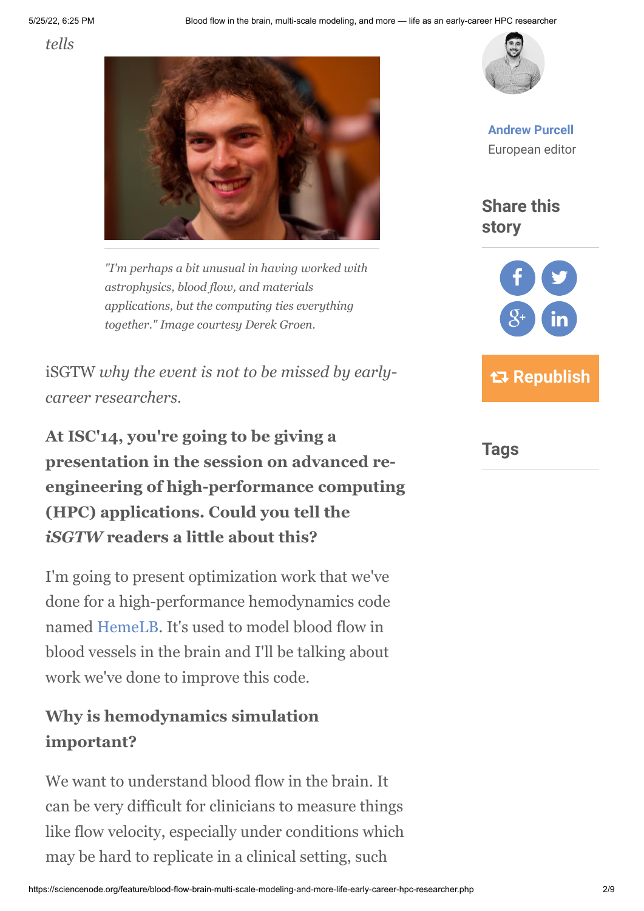*tells*

*"I'm perhaps a bit unusual in having worked with astrophysics, blood flow, and materials applications, but the computing ties everything together." Image courtesy Derek Groen.*

iSGTW *why the event is not to be missed by early-career researchers.*

Andrew Purcell
European editor

Share this story

Republish

Tags

**At ISC'14, you're going to be giving a presentation in the session on advanced re-engineering of high-performance computing (HPC) applications. Could you tell the *iSGTW* readers a little about this?**

I'm going to present optimization work that we've done for a high-performance hemodynamics code named HemeLB. It's used to model blood flow in blood vessels in the brain and I'll be talking about work we've done to improve this code.

**Why is hemodynamics simulation important?**

We want to understand blood flow in the brain. It can be very difficult for clinicians to measure things like flow velocity, especially under conditions which may be hard to replicate in a clinical setting, such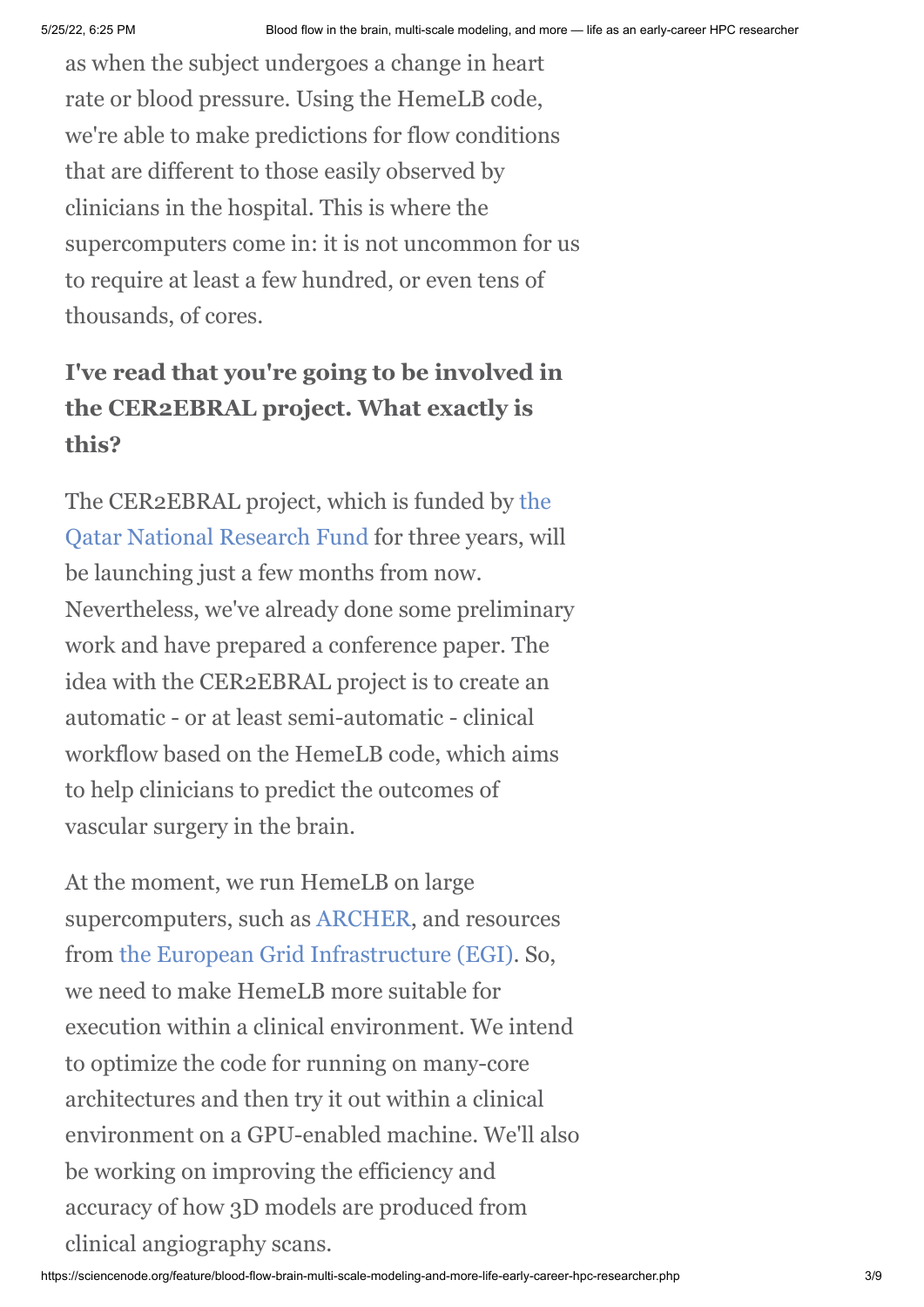as when the subject undergoes a change in heart rate or blood pressure. Using the HemeLB code, we're able to make predictions for flow conditions that are different to those easily observed by clinicians in the hospital. This is where the supercomputers come in: it is not uncommon for us to require at least a few hundred, or even tens of thousands, of cores.

### I've read that you're going to be involved in the CER2EBRAL project. What exactly is this?

The CER2EBRAL project, which is funded by the Qatar National Research Fund for three years, will be launching just a few months from now. Nevertheless, we've already done some preliminary work and have prepared a conference paper. The idea with the CER2EBRAL project is to create an automatic - or at least semi-automatic - clinical workflow based on the HemeLB code, which aims to help clinicians to predict the outcomes of vascular surgery in the brain.

At the moment, we run HemeLB on large supercomputers, such as ARCHER, and resources from the European Grid Infrastructure (EGI). So, we need to make HemeLB more suitable for execution within a clinical environment. We intend to optimize the code for running on many-core architectures and then try it out within a clinical environment on a GPU-enabled machine. We'll also be working on improving the efficiency and accuracy of how 3D models are produced from clinical angiography scans.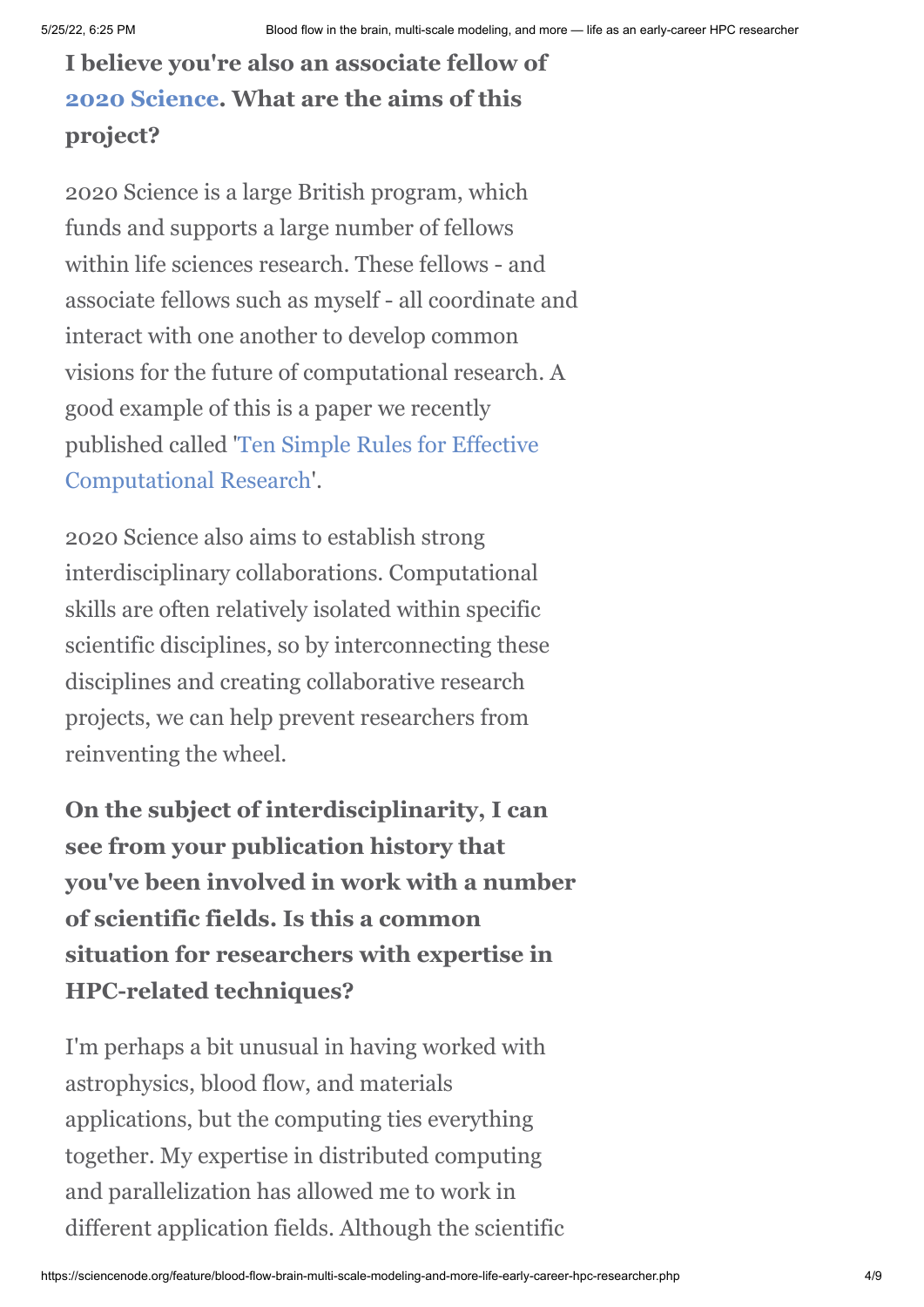**I believe you're also an associate fellow of 2020 Science. What are the aims of this project?**

2020 Science is a large British program, which funds and supports a large number of fellows within life sciences research. These fellows - and associate fellows such as myself - all coordinate and interact with one another to develop common visions for the future of computational research. A good example of this is a paper we recently published called 'Ten Simple Rules for Effective Computational Research'.

2020 Science also aims to establish strong interdisciplinary collaborations. Computational skills are often relatively isolated within specific scientific disciplines, so by interconnecting these disciplines and creating collaborative research projects, we can help prevent researchers from reinventing the wheel.

**On the subject of interdisciplinarity, I can see from your publication history that you've been involved in work with a number of scientific fields. Is this a common situation for researchers with expertise in HPC-related techniques?**

I'm perhaps a bit unusual in having worked with astrophysics, blood flow, and materials applications, but the computing ties everything together. My expertise in distributed computing and parallelization has allowed me to work in different application fields. Although the scientific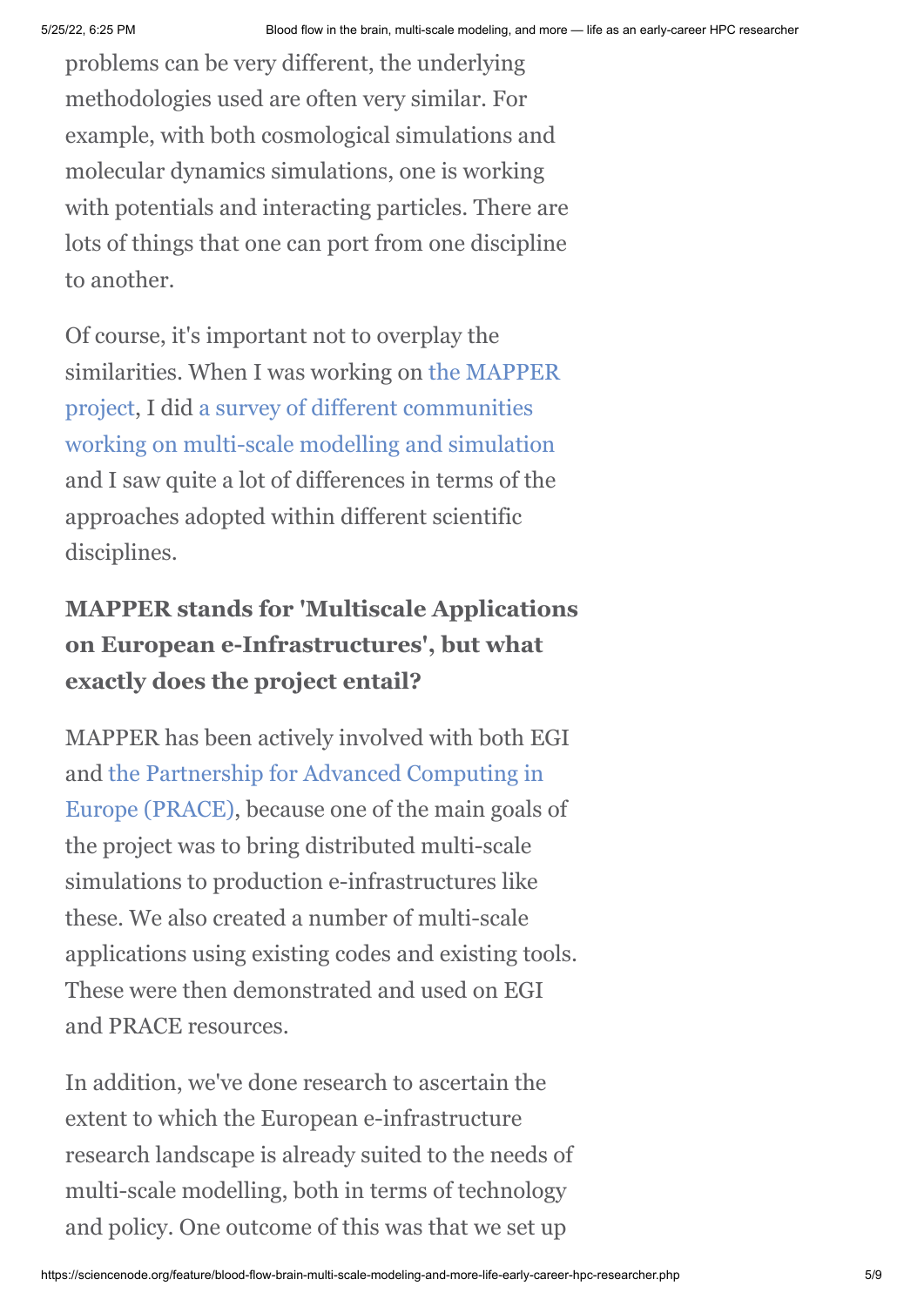problems can be very different, the underlying methodologies used are often very similar. For example, with both cosmological simulations and molecular dynamics simulations, one is working with potentials and interacting particles. There are lots of things that one can port from one discipline to another.

Of course, it's important not to overplay the similarities. When I was working on the MAPPER project, I did a survey of different communities working on multi-scale modelling and simulation and I saw quite a lot of differences in terms of the approaches adopted within different scientific disciplines.

**MAPPER stands for 'Multiscale Applications on European e-Infrastructures', but what exactly does the project entail?**

MAPPER has been actively involved with both EGI and the Partnership for Advanced Computing in Europe (PRACE), because one of the main goals of the project was to bring distributed multi-scale simulations to production e-infrastructures like these. We also created a number of multi-scale applications using existing codes and existing tools. These were then demonstrated and used on EGI and PRACE resources.

In addition, we've done research to ascertain the extent to which the European e-infrastructure research landscape is already suited to the needs of multi-scale modelling, both in terms of technology and policy. One outcome of this was that we set up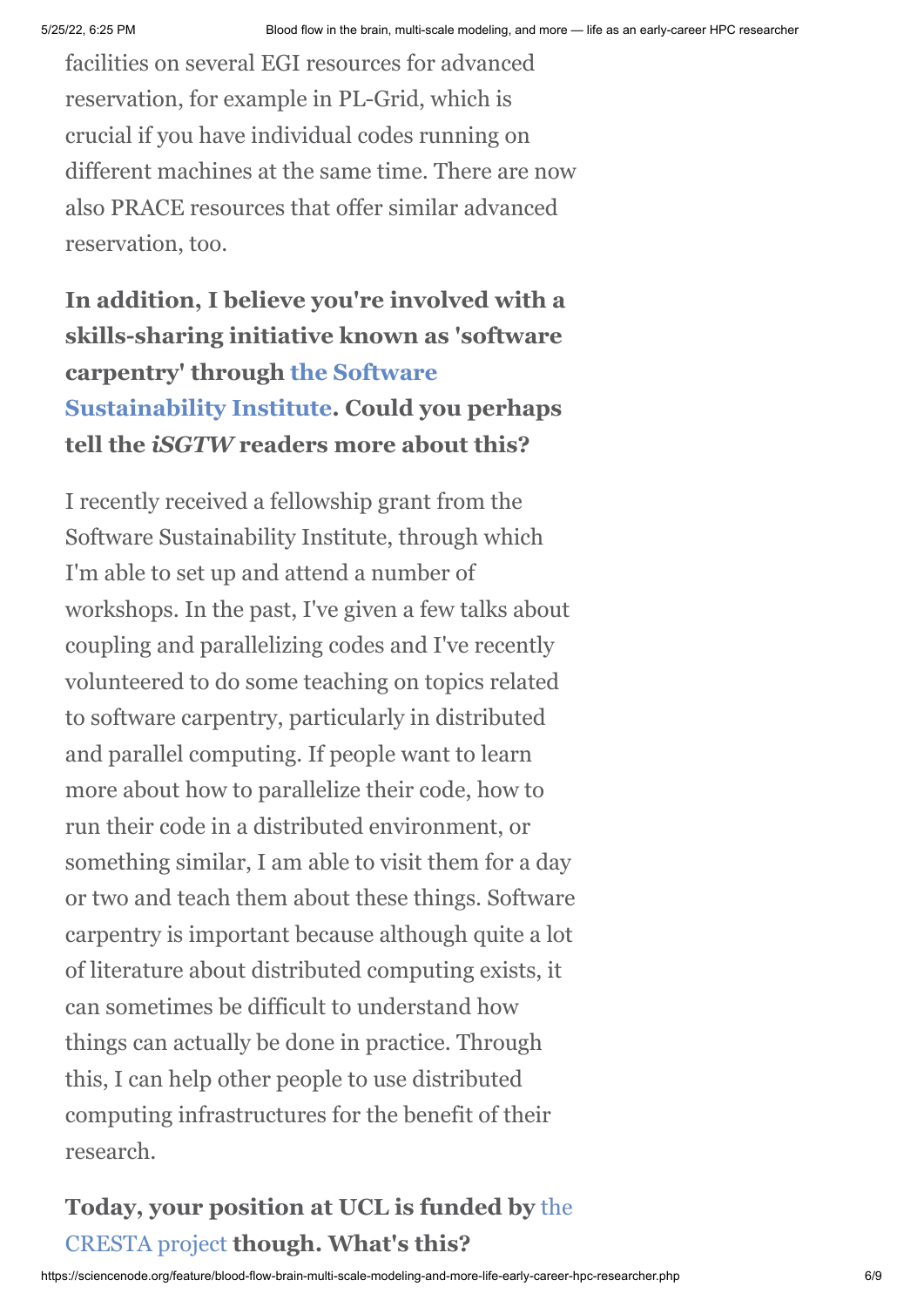facilities on several EGI resources for advanced reservation, for example in PL-Grid, which is crucial if you have individual codes running on different machines at the same time. There are now also PRACE resources that offer similar advanced reservation, too.

**In addition, I believe you're involved with a skills-sharing initiative known as 'software carpentry' through the Software Sustainability Institute. Could you perhaps tell the *iSGTW* readers more about this?**

I recently received a fellowship grant from the Software Sustainability Institute, through which I'm able to set up and attend a number of workshops. In the past, I've given a few talks about coupling and parallelizing codes and I've recently volunteered to do some teaching on topics related to software carpentry, particularly in distributed and parallel computing. If people want to learn more about how to parallelize their code, how to run their code in a distributed environment, or something similar, I am able to visit them for a day or two and teach them about these things. Software carpentry is important because although quite a lot of literature about distributed computing exists, it can sometimes be difficult to understand how things can actually be done in practice. Through this, I can help other people to use distributed computing infrastructures for the benefit of their research.

**Today, your position at UCL is funded by the CRESTA project though. What's this?**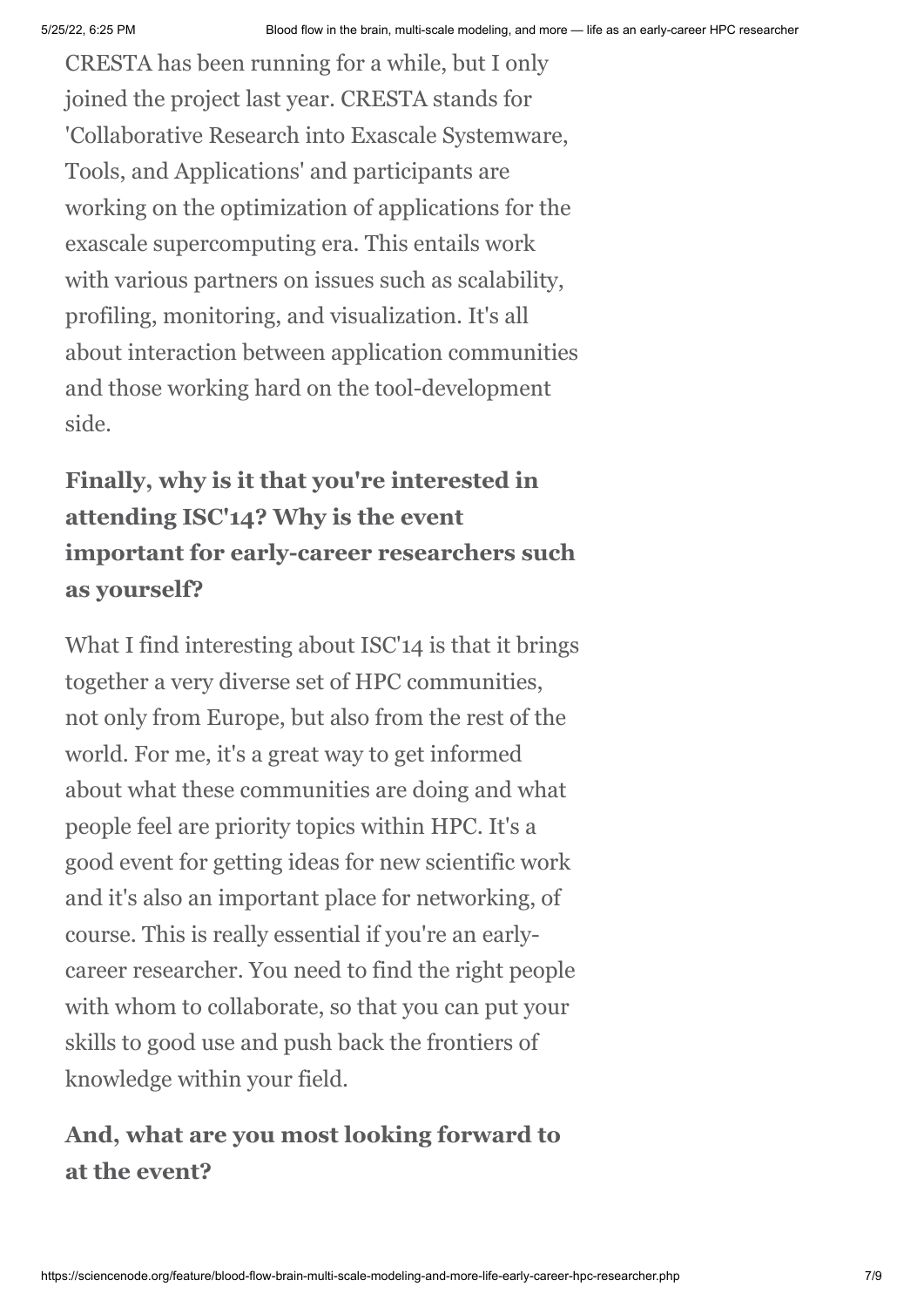CRESTA has been running for a while, but I only joined the project last year. CRESTA stands for 'Collaborative Research into Exascale Systemware, Tools, and Applications' and participants are working on the optimization of applications for the exascale supercomputing era. This entails work with various partners on issues such as scalability, profiling, monitoring, and visualization. It's all about interaction between application communities and those working hard on the tool-development side.

### Finally, why is it that you're interested in attending ISC'14? Why is the event important for early-career researchers such as yourself?

What I find interesting about ISC'14 is that it brings together a very diverse set of HPC communities, not only from Europe, but also from the rest of the world. For me, it's a great way to get informed about what these communities are doing and what people feel are priority topics within HPC. It's a good event for getting ideas for new scientific work and it's also an important place for networking, of course. This is really essential if you're an early-career researcher. You need to find the right people with whom to collaborate, so that you can put your skills to good use and push back the frontiers of knowledge within your field.

### And, what are you most looking forward to at the event?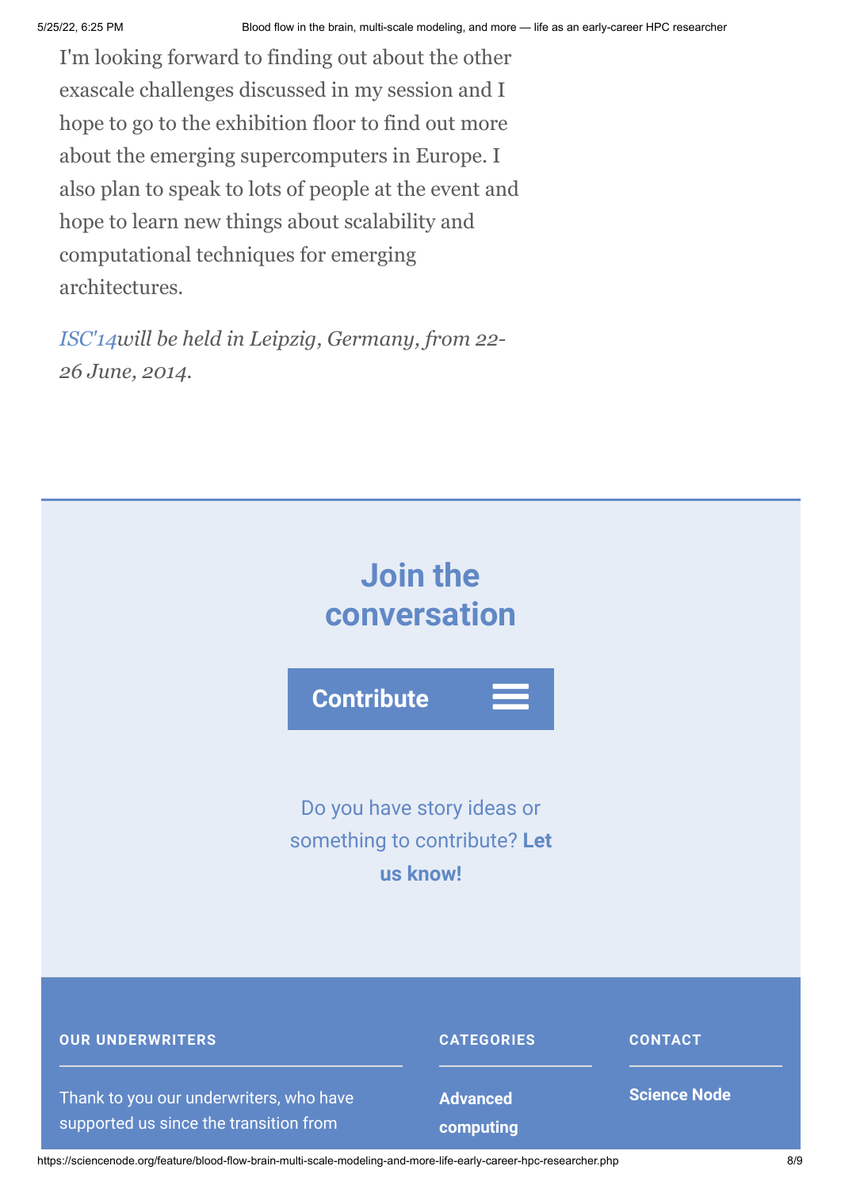I'm looking forward to finding out about the other exascale challenges discussed in my session and I hope to go to the exhibition floor to find out more about the emerging supercomputers in Europe. I also plan to speak to lots of people at the event and hope to learn new things about scalability and computational techniques for emerging architectures.

*ISC'14will be held in Leipzig, Germany, from 22-26 June, 2014.*

## Join the conversation

**Contribute**

Do you have story ideas or something to contribute? **Let us know!**

**OUR UNDERWRITERS**

Thank to you our underwriters, who have supported us since the transition from

**CATEGORIES**

**Advanced computing**

**CONTACT**

**Science Node**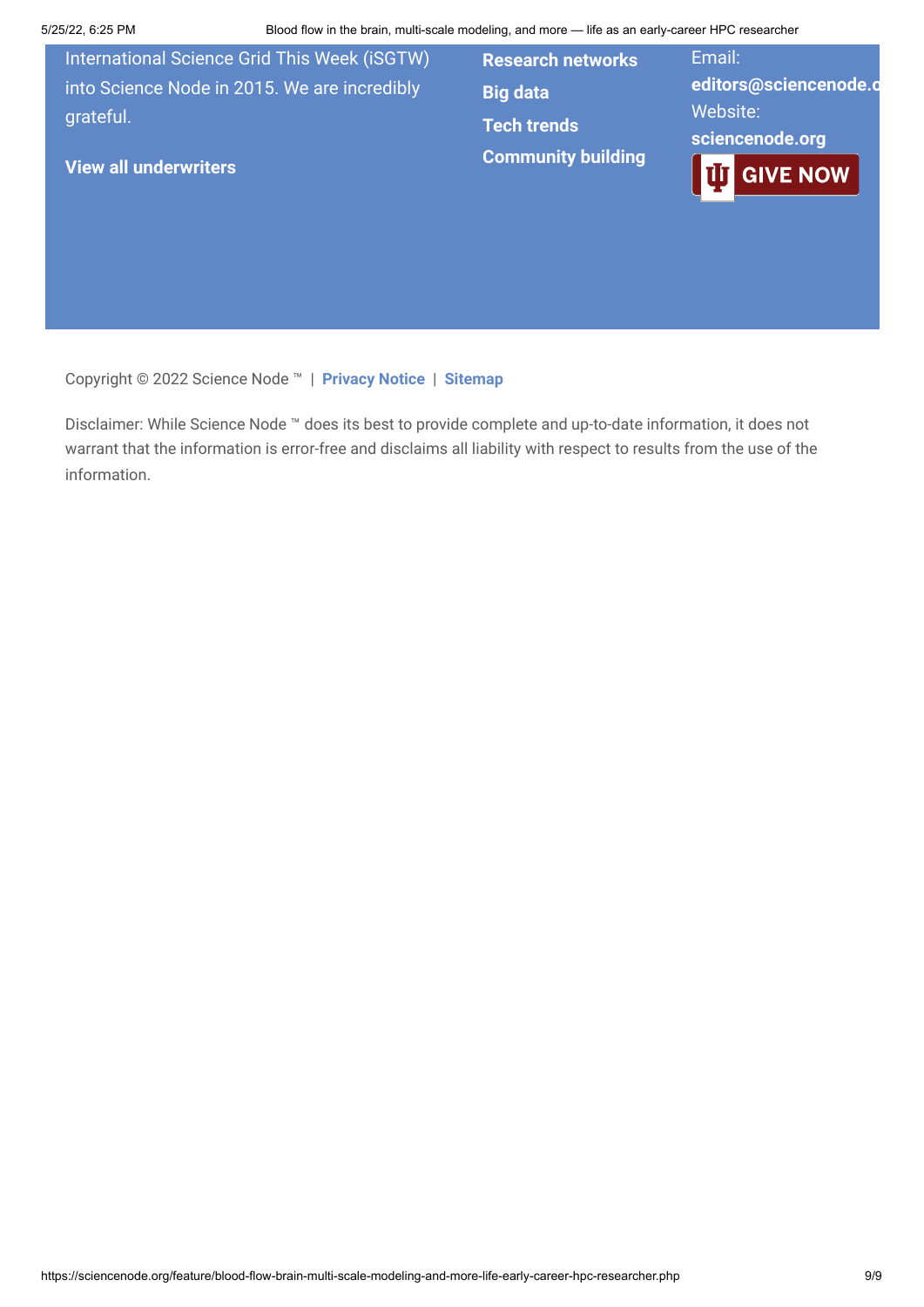International Science Grid This Week (iSGTW) into Science Node in 2015. We are incredibly grateful.

**View all underwriters**

**Research networks**

**Big data**

**Tech trends**

**Community building**

Email:
**editors@sciencenode.o**

Website:
**sciencenode.org**

GIVE NOW

Copyright © 2022 Science Node ™ | **Privacy Notice** | **Sitemap**

Disclaimer: While Science Node ™ does its best to provide complete and up-to-date information, it does not warrant that the information is error-free and disclaims all liability with respect to results from the use of the information.